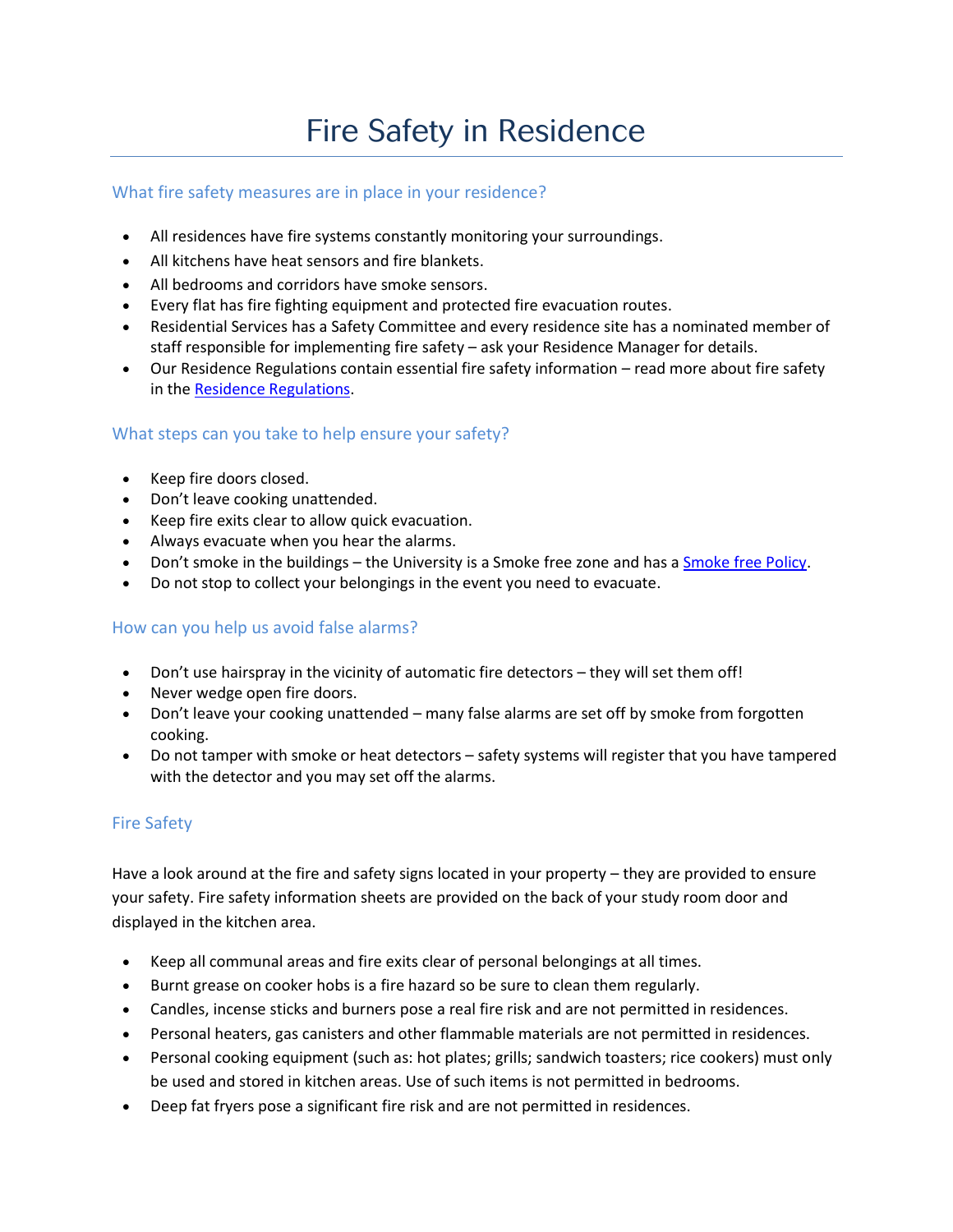# Fire Safety in Residence

## What fire safety measures are in place in your residence?

- All residences have fire systems constantly monitoring your surroundings.
- All kitchens have heat sensors and fire blankets.
- All bedrooms and corridors have smoke sensors.
- Every flat has fire fighting equipment and protected fire evacuation routes.
- Residential Services has a Safety Committee and every residence site has a nominated member of staff responsible for implementing fire safety – ask your Residence Manager for details.
- Our Residence Regulations contain essential fire safety information – read more about fire safety in the [Residence Regulations](#).

## What steps can you take to help ensure your safety?

- Keep fire doors closed.
- Don't leave cooking unattended.
- Keep fire exits clear to allow quick evacuation.
- Always evacuate when you hear the alarms.
- Don't smoke in the buildings – the University is a Smoke free zone and has a [Smoke free Policy](#).
- Do not stop to collect your belongings in the event you need to evacuate.

## How can you help us avoid false alarms?

- Don't use hairspray in the vicinity of automatic fire detectors – they will set them off!
- Never wedge open fire doors.
- Don't leave your cooking unattended – many false alarms are set off by smoke from forgotten cooking.
- Do not tamper with smoke or heat detectors – safety systems will register that you have tampered with the detector and you may set off the alarms.

## Fire Safety

Have a look around at the fire and safety signs located in your property – they are provided to ensure your safety. Fire safety information sheets are provided on the back of your study room door and displayed in the kitchen area.

- Keep all communal areas and fire exits clear of personal belongings at all times.
- Burnt grease on cooker hobs is a fire hazard so be sure to clean them regularly.
- Candles, incense sticks and burners pose a real fire risk and are not permitted in residences.
- Personal heaters, gas canisters and other flammable materials are not permitted in residences.
- Personal cooking equipment (such as: hot plates; grills; sandwich toasters; rice cookers) must only be used and stored in kitchen areas. Use of such items is not permitted in bedrooms.
- Deep fat fryers pose a significant fire risk and are not permitted in residences.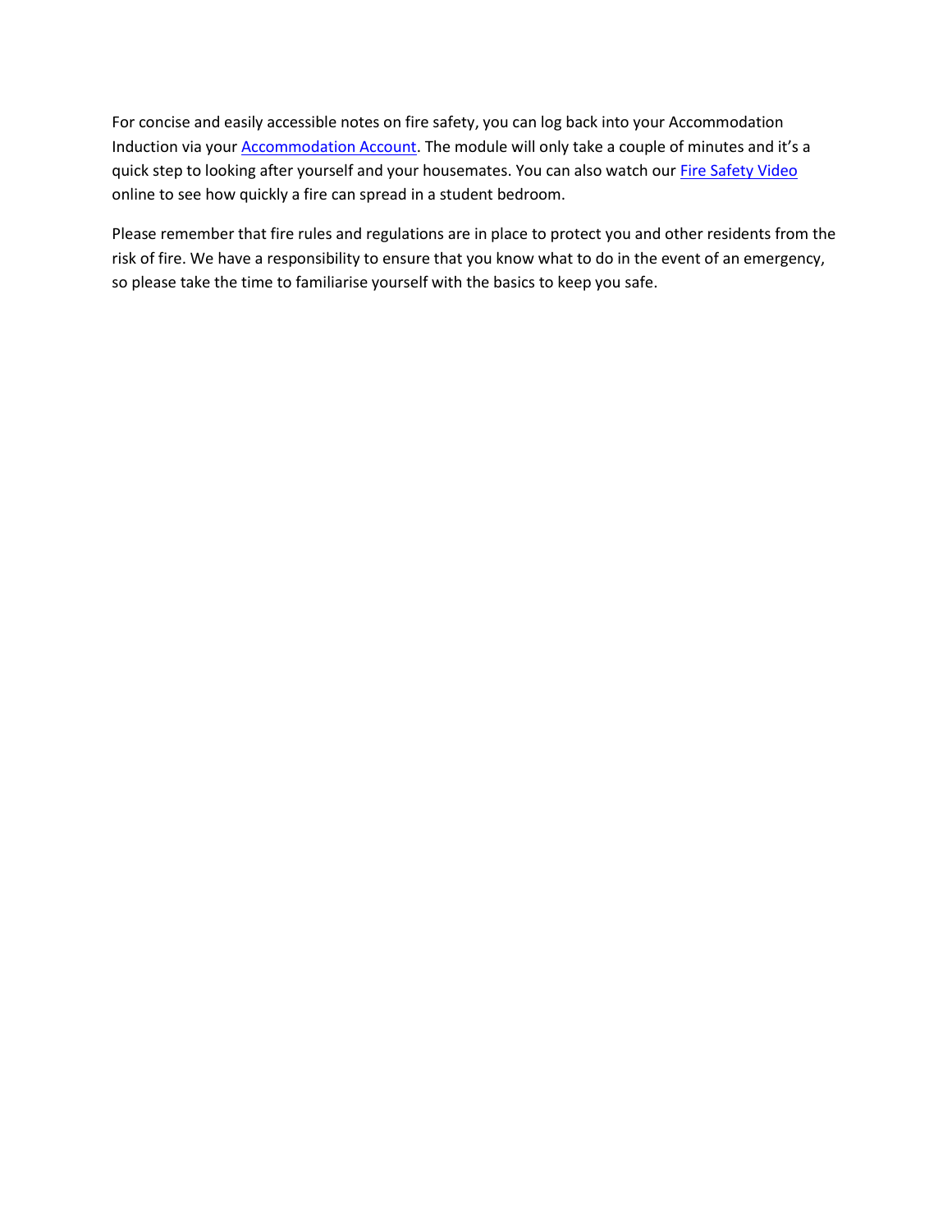For concise and easily accessible notes on fire safety, you can log back into your Accommodation Induction via your Accommodation Account. The module will only take a couple of minutes and it's a quick step to looking after yourself and your housemates. You can also watch our Fire Safety Video online to see how quickly a fire can spread in a student bedroom.

Please remember that fire rules and regulations are in place to protect you and other residents from the risk of fire. We have a responsibility to ensure that you know what to do in the event of an emergency, so please take the time to familiarise yourself with the basics to keep you safe.